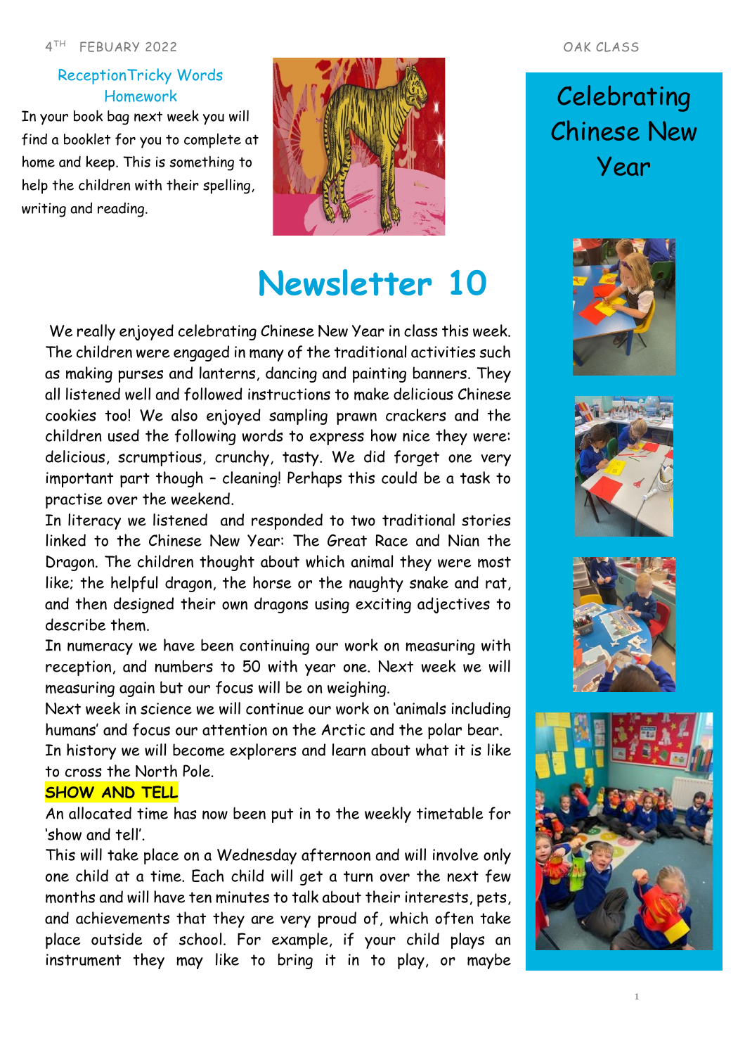4TH FEBUARY 2022

OAK CLASS

## Reception Tricky Words Homework

In your book bag next week you will find a booklet for you to complete at home and keep. This is something to help the children with their spelling, writing and reading.

# Newsletter 10

We really enjoyed celebrating Chinese New Year in class this week. The children were engaged in many of the traditional activities such as making purses and lanterns, dancing and painting banners. They all listened well and followed instructions to make delicious Chinese cookies too! We also enjoyed sampling prawn crackers and the children used the following words to express how nice they were: delicious, scrumptious, crunchy, tasty. We did forget one very important part though – cleaning! Perhaps this could be a task to practise over the weekend.

In literacy we listened and responded to two traditional stories linked to the Chinese New Year: The Great Race and Nian the Dragon. The children thought about which animal they were most like; the helpful dragon, the horse or the naughty snake and rat, and then designed their own dragons using exciting adjectives to describe them.

In numeracy we have been continuing our work on measuring with reception, and numbers to 50 with year one. Next week we will measuring again but our focus will be on weighing.

Next week in science we will continue our work on 'animals including humans' and focus our attention on the Arctic and the polar bear.

In history we will become explorers and learn about what it is like to cross the North Pole.

**SHOW AND TELL**

An allocated time has now been put in to the weekly timetable for 'show and tell'.

This will take place on a Wednesday afternoon and will involve only one child at a time. Each child will get a turn over the next few months and will have ten minutes to talk about their interests, pets, and achievements that they are very proud of, which often take place outside of school. For example, if your child plays an instrument they may like to bring it in to play, or maybe

## Celebrating Chinese New Year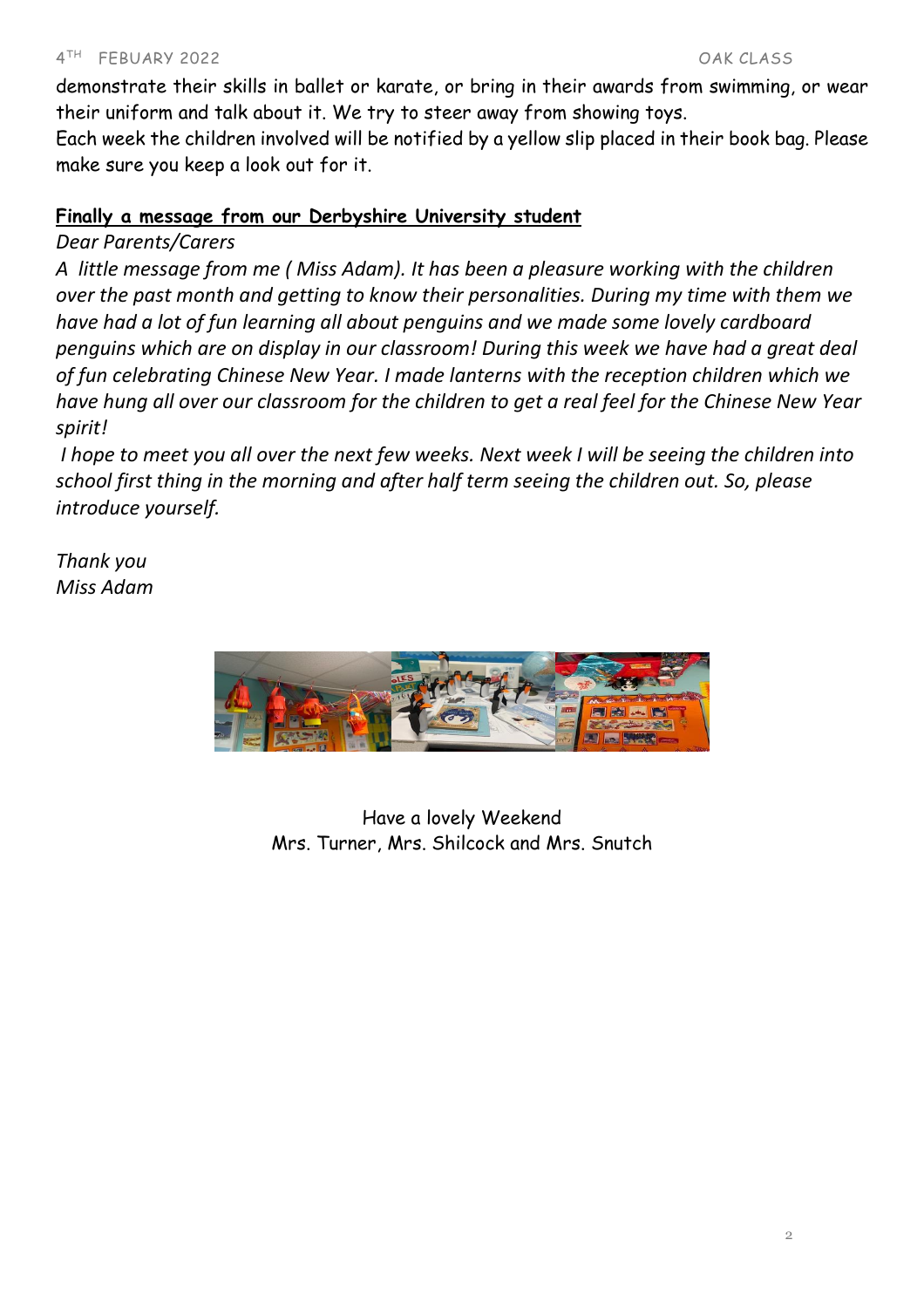demonstrate their skills in ballet or karate, or bring in their awards from swimming, or wear their uniform and talk about it. We try to steer away from showing toys.

Each week the children involved will be notified by a yellow slip placed in their book bag. Please make sure you keep a look out for it.

**Finally a message from our Derbyshire University student**

*Dear Parents/Carers*

*A little message from me ( Miss Adam). It has been a pleasure working with the children over the past month and getting to know their personalities. During my time with them we have had a lot of fun learning all about penguins and we made some lovely cardboard penguins which are on display in our classroom! During this week we have had a great deal of fun celebrating Chinese New Year. I made lanterns with the reception children which we have hung all over our classroom for the children to get a real feel for the Chinese New Year spirit!*

*I hope to meet you all over the next few weeks. Next week I will be seeing the children into school first thing in the morning and after half term seeing the children out. So, please introduce yourself.*

*Thank you*
*Miss Adam*

Have a lovely Weekend
Mrs. Turner, Mrs. Shilcock and Mrs. Snutch